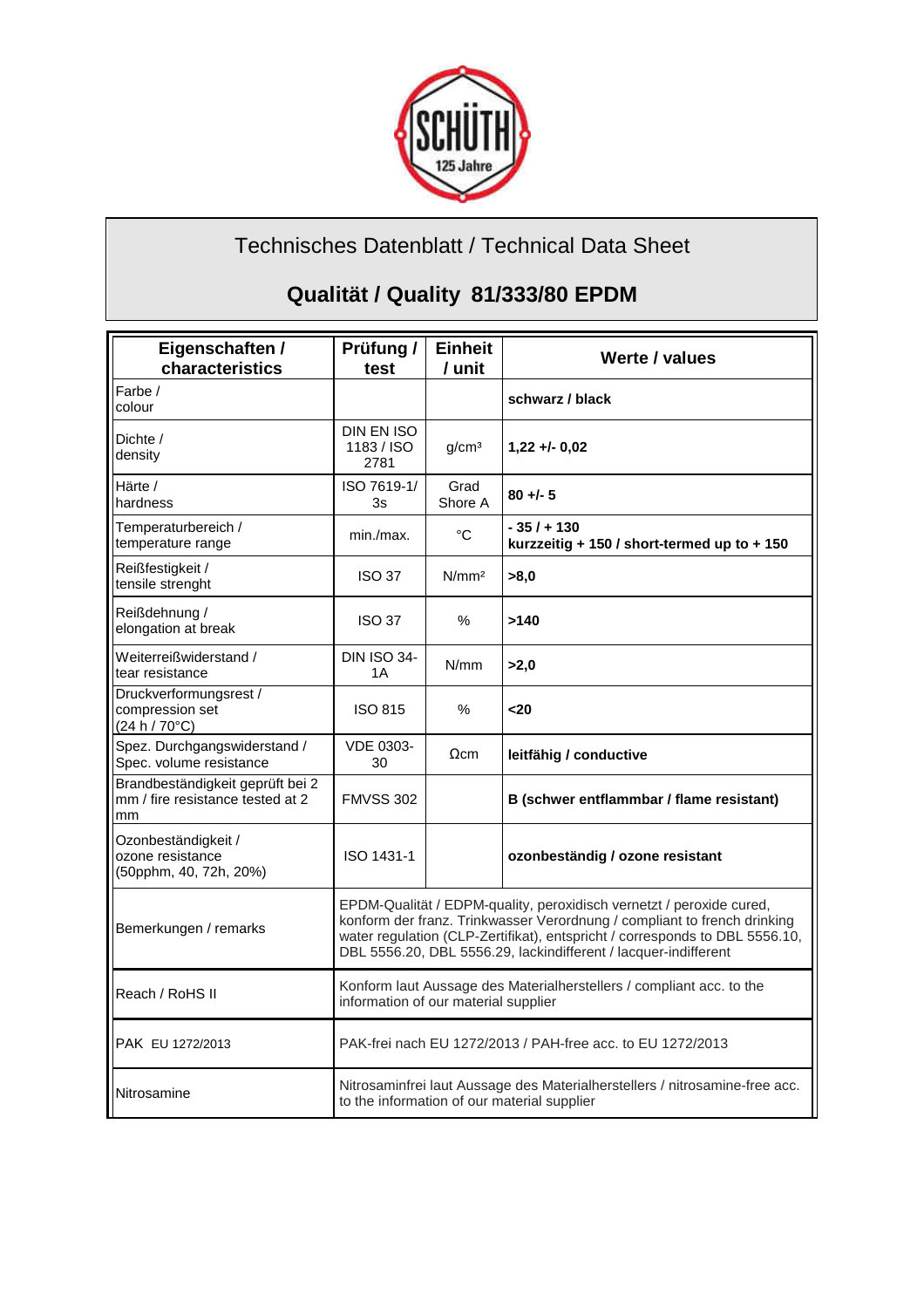# Technisches Datenblatt / Technical Data Sheet

## Qualität / Quality 81/333/80 EPDM

| Eigenschaften / characteristics | Prüfung / test | Einheit / unit | Werte / values |
|---|---|---|---|
| Farbe / colour | | | **schwarz / black** |
| Dichte / density | DIN EN ISO 1183 / ISO 2781 | g/cm³ | **1,22 +/- 0,02** |
| Härte / hardness | ISO 7619-1/ 3s | Grad Shore A | **80 +/- 5** |
| Temperaturbereich / temperature range | min./max. | °C | **- 35 / + 130 kurzzeitig + 150 / short-termed up to + 150** |
| Reißfestigkeit / tensile strenght | ISO 37 | N/mm² | **>8,0** |
| Reißdehnung / elongation at break | ISO 37 | % | **>140** |
| Weiterreißwiderstand / tear resistance | DIN ISO 34-1A | N/mm | **>2,0** |
| Druckverformungsrest / compression set (24 h / 70°C) | ISO 815 | % | **<20** |
| Spez. Durchgangswiderstand / Spec. volume resistance | VDE 0303-30 | Ωcm | **leitfähig / conductive** |
| Brandbeständigkeit geprüft bei 2 mm / fire resistance tested at 2 mm | FMVSS 302 | | **B (schwer entflammbar / flame resistant)** |
| Ozonbeständigkeit / ozone resistance (50pphm, 40, 72h, 20%) | ISO 1431-1 | | **ozonbeständig / ozone resistant** |
| Bemerkungen / remarks | EPDM-Qualität / EPDM-quality, peroxidisch vernetzt / peroxide cured, konform der franz. Trinkwasser Verordnung / compliant to french drinking water regulation (CLP-Zertifikat), entspricht / corresponds to DBL 5556.10, DBL 5556.20, DBL 5556.29, lackindifferent / lacquer-indifferent | | |
| Reach / RoHS II | Konform laut Aussage des Materialherstellers / compliant acc. to the information of our material supplier | | |
| PAK EU 1272/2013 | PAK-frei nach EU 1272/2013 / PAH-free acc. to EU 1272/2013 | | |
| Nitrosamine | Nitrosaminfrei laut Aussage des Materialherstellers / nitrosamine-free acc. to the information of our material supplier | | |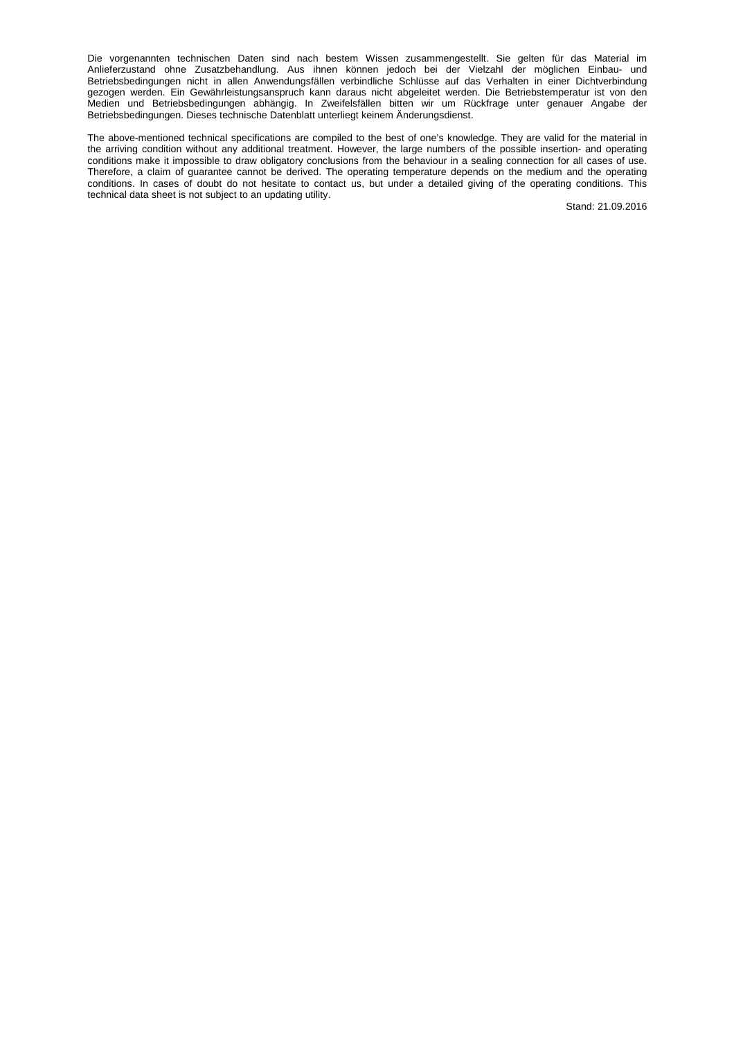Die vorgenannten technischen Daten sind nach bestem Wissen zusammengestellt. Sie gelten für das Material im Anlieferzustand ohne Zusatzbehandlung. Aus ihnen können jedoch bei der Vielzahl der möglichen Einbau- und Betriebsbedingungen nicht in allen Anwendungsfällen verbindliche Schlüsse auf das Verhalten in einer Dichtverbindung gezogen werden. Ein Gewährleistungsanspruch kann daraus nicht abgeleitet werden. Die Betriebstemperatur ist von den Medien und Betriebsbedingungen abhängig. In Zweifelsfällen bitten wir um Rückfrage unter genauer Angabe der Betriebsbedingungen. Dieses technische Datenblatt unterliegt keinem Änderungsdienst.

The above-mentioned technical specifications are compiled to the best of one's knowledge. They are valid for the material in the arriving condition without any additional treatment. However, the large numbers of the possible insertion- and operating conditions make it impossible to draw obligatory conclusions from the behaviour in a sealing connection for all cases of use. Therefore, a claim of guarantee cannot be derived. The operating temperature depends on the medium and the operating conditions. In cases of doubt do not hesitate to contact us, but under a detailed giving of the operating conditions. This technical data sheet is not subject to an updating utility.

Stand: 21.09.2016